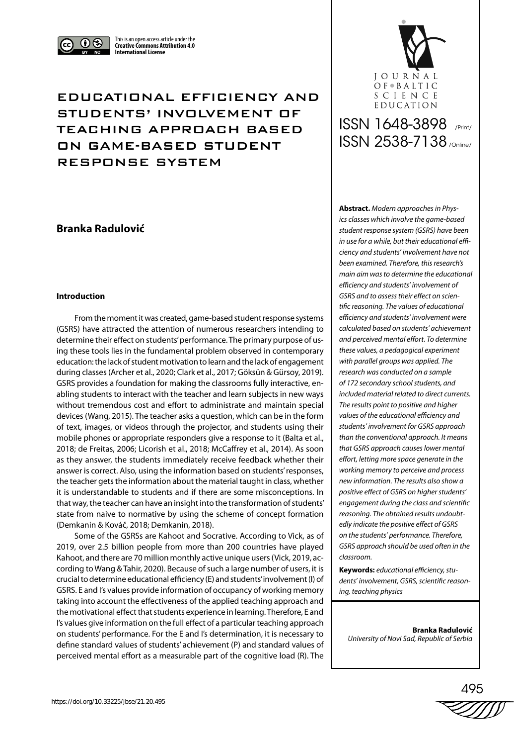This is an open access article under the **Creative Commons Attribution 4.0 International License**

# EDUCATIONAL EFFICIENCY AND STUDENTS' INVOLVEMENT OF TEACHING APPROACH BASED ON GAME-BASED STUDENT RESPONSE SYSTEM

JOURNAL OF BALTIC SCIENCE EDUCATION

ISSN 1648-3898 /Print/

ISSN 2538-7138 /Online/

**Branka Radulović**

**Abstract.** *Modern approaches in Physics classes which involve the game-based student response system (GSRS) have been in use for a while, but their educational efficiency and students' involvement have not been examined. Therefore, this research's main aim was to determine the educational efficiency and students' involvement of GSRS and to assess their effect on scientific reasoning. The values of educational efficiency and students' involvement were calculated based on students' achievement and perceived mental effort. To determine these values, a pedagogical experiment with parallel groups was applied. The research was conducted on a sample of 172 secondary school students, and included material related to direct currents. The results point to positive and higher values of the educational efficiency and students' involvement for GSRS approach than the conventional approach. It means that GSRS approach causes lower mental effort, letting more space generate in the working memory to perceive and process new information. The results also show a positive effect of GSRS on higher students' engagement during the class and scientific reasoning. The obtained results undoubtedly indicate the positive effect of GSRS on the students' performance. Therefore, GSRS approach should be used often in the classroom.*

**Keywords:** *educational efficiency, students' involvement, GSRS, scientific reasoning, teaching physics*

**Branka Radulović**
*University of Novi Sad, Republic of Serbia*

### Introduction

From the moment it was created, game-based student response systems (GSRS) have attracted the attention of numerous researchers intending to determine their effect on students' performance. The primary purpose of using these tools lies in the fundamental problem observed in contemporary education: the lack of student motivation to learn and the lack of engagement during classes (Archer et al., 2020; Clark et al., 2017; Göksün & Gürsoy, 2019). GSRS provides a foundation for making the classrooms fully interactive, enabling students to interact with the teacher and learn subjects in new ways without tremendous cost and effort to administrate and maintain special devices (Wang, 2015). The teacher asks a question, which can be in the form of text, images, or videos through the projector, and students using their mobile phones or appropriate responders give a response to it (Balta et al., 2018; de Freitas, 2006; Licorish et al., 2018; McCaffrey et al., 2014). As soon as they answer, the students immediately receive feedback whether their answer is correct. Also, using the information based on students' responses, the teacher gets the information about the material taught in class, whether it is understandable to students and if there are some misconceptions. In that way, the teacher can have an insight into the transformation of students' state from naive to normative by using the scheme of concept formation (Demkanin & Kováč, 2018; Demkanin, 2018).

Some of the GSRSs are Kahoot and Socrative. According to Vick, as of 2019, over 2.5 billion people from more than 200 countries have played Kahoot, and there are 70 million monthly active unique users (Vick, 2019, according to Wang & Tahir, 2020). Because of such a large number of users, it is crucial to determine educational efficiency (E) and students' involvement (I) of GSRS. E and I's values provide information of occupancy of working memory taking into account the effectiveness of the applied teaching approach and the motivational effect that students experience in learning. Therefore, E and I's values give information on the full effect of a particular teaching approach on students' performance. For the E and I's determination, it is necessary to define standard values of students' achievement (P) and standard values of perceived mental effort as a measurable part of the cognitive load (R). The

https://doi.org/10.33225/jbse/21.20.495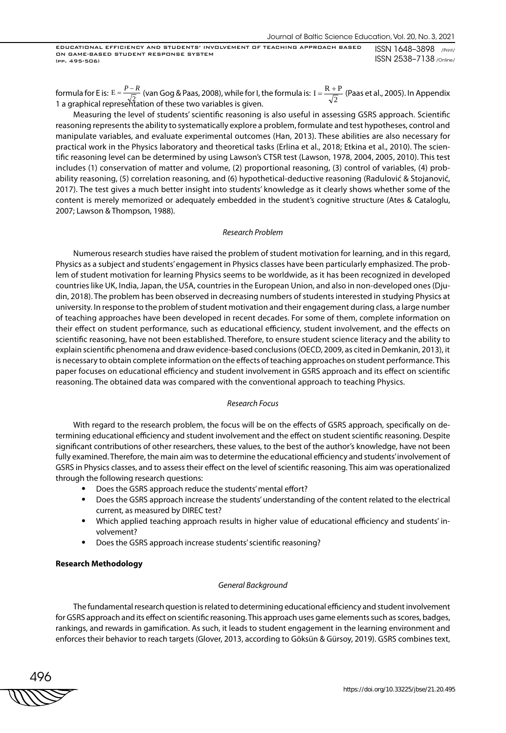formula for E is: $E = \frac{P - R}{\sqrt{2}}$ (van Gog & Paas, 2008), while for I, the formula is: $I = \frac{R + P}{\sqrt{2}}$ (Paas et al., 2005). In Appendix 1 a graphical representation of these two variables is given.

Measuring the level of students' scientific reasoning is also useful in assessing GSRS approach. Scientific reasoning represents the ability to systematically explore a problem, formulate and test hypotheses, control and manipulate variables, and evaluate experimental outcomes (Han, 2013). These abilities are also necessary for practical work in the Physics laboratory and theoretical tasks (Erlina et al., 2018; Etkina et al., 2010). The scientific reasoning level can be determined by using Lawson's CTSR test (Lawson, 1978, 2004, 2005, 2010). This test includes (1) conservation of matter and volume, (2) proportional reasoning, (3) control of variables, (4) probability reasoning, (5) correlation reasoning, and (6) hypothetical-deductive reasoning (Radulović & Stojanović, 2017). The test gives a much better insight into students' knowledge as it clearly shows whether some of the content is merely memorized or adequately embedded in the student's cognitive structure (Ates & Cataloglu, 2007; Lawson & Thompson, 1988).

### *Research Problem*

Numerous research studies have raised the problem of student motivation for learning, and in this regard, Physics as a subject and students' engagement in Physics classes have been particularly emphasized. The problem of student motivation for learning Physics seems to be worldwide, as it has been recognized in developed countries like UK, India, Japan, the USA, countries in the European Union, and also in non-developed ones (Djudin, 2018). The problem has been observed in decreasing numbers of students interested in studying Physics at university. In response to the problem of student motivation and their engagement during class, a large number of teaching approaches have been developed in recent decades. For some of them, complete information on their effect on student performance, such as educational efficiency, student involvement, and the effects on scientific reasoning, have not been established. Therefore, to ensure student science literacy and the ability to explain scientific phenomena and draw evidence-based conclusions (OECD, 2009, as cited in Demkanin, 2013), it is necessary to obtain complete information on the effects of teaching approaches on student performance. This paper focuses on educational efficiency and student involvement in GSRS approach and its effect on scientific reasoning. The obtained data was compared with the conventional approach to teaching Physics.

### *Research Focus*

With regard to the research problem, the focus will be on the effects of GSRS approach, specifically on determining educational efficiency and student involvement and the effect on student scientific reasoning. Despite significant contributions of other researchers, these values, to the best of the author's knowledge, have not been fully examined. Therefore, the main aim was to determine the educational efficiency and students' involvement of GSRS in Physics classes, and to assess their effect on the level of scientific reasoning. This aim was operationalized through the following research questions:

- Does the GSRS approach reduce the students' mental effort?
- Does the GSRS approach increase the students' understanding of the content related to the electrical current, as measured by DIREC test?
- Which applied teaching approach results in higher value of educational efficiency and students' involvement?
- Does the GSRS approach increase students' scientific reasoning?

## **Research Methodology**

### *General Background*

The fundamental research question is related to determining educational efficiency and student involvement for GSRS approach and its effect on scientific reasoning. This approach uses game elements such as scores, badges, rankings, and rewards in gamification. As such, it leads to student engagement in the learning environment and enforces their behavior to reach targets (Glover, 2013, according to Göksün & Gürsoy, 2019). GSRS combines text,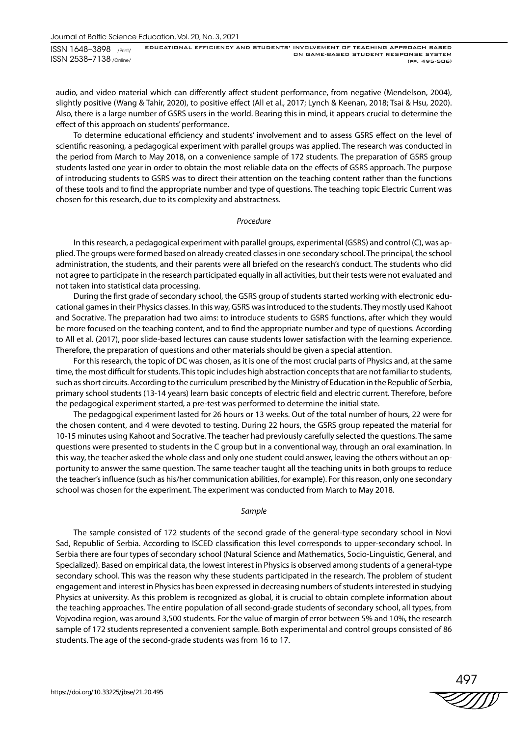audio, and video material which can differently affect student performance, from negative (Mendelson, 2004), slightly positive (Wang & Tahir, 2020), to positive effect (All et al., 2017; Lynch & Keenan, 2018; Tsai & Hsu, 2020). Also, there is a large number of GSRS users in the world. Bearing this in mind, it appears crucial to determine the effect of this approach on students' performance.

To determine educational efficiency and students' involvement and to assess GSRS effect on the level of scientific reasoning, a pedagogical experiment with parallel groups was applied. The research was conducted in the period from March to May 2018, on a convenience sample of 172 students. The preparation of GSRS group students lasted one year in order to obtain the most reliable data on the effects of GSRS approach. The purpose of introducing students to GSRS was to direct their attention on the teaching content rather than the functions of these tools and to find the appropriate number and type of questions. The teaching topic Electric Current was chosen for this research, due to its complexity and abstractness.

*Procedure*

In this research, a pedagogical experiment with parallel groups, experimental (GSRS) and control (C), was applied. The groups were formed based on already created classes in one secondary school. The principal, the school administration, the students, and their parents were all briefed on the research's conduct. The students who did not agree to participate in the research participated equally in all activities, but their tests were not evaluated and not taken into statistical data processing.

During the first grade of secondary school, the GSRS group of students started working with electronic educational games in their Physics classes. In this way, GSRS was introduced to the students. They mostly used Kahoot and Socrative. The preparation had two aims: to introduce students to GSRS functions, after which they would be more focused on the teaching content, and to find the appropriate number and type of questions. According to All et al. (2017), poor slide-based lectures can cause students lower satisfaction with the learning experience. Therefore, the preparation of questions and other materials should be given a special attention.

For this research, the topic of DC was chosen, as it is one of the most crucial parts of Physics and, at the same time, the most difficult for students. This topic includes high abstraction concepts that are not familiar to students, such as short circuits. According to the curriculum prescribed by the Ministry of Education in the Republic of Serbia, primary school students (13-14 years) learn basic concepts of electric field and electric current. Therefore, before the pedagogical experiment started, a pre-test was performed to determine the initial state.

The pedagogical experiment lasted for 26 hours or 13 weeks. Out of the total number of hours, 22 were for the chosen content, and 4 were devoted to testing. During 22 hours, the GSRS group repeated the material for 10-15 minutes using Kahoot and Socrative. The teacher had previously carefully selected the questions. The same questions were presented to students in the C group but in a conventional way, through an oral examination. In this way, the teacher asked the whole class and only one student could answer, leaving the others without an opportunity to answer the same question. The same teacher taught all the teaching units in both groups to reduce the teacher's influence (such as his/her communication abilities, for example). For this reason, only one secondary school was chosen for the experiment. The experiment was conducted from March to May 2018.

*Sample*

The sample consisted of 172 students of the second grade of the general-type secondary school in Novi Sad, Republic of Serbia. According to ISCED classification this level corresponds to upper-secondary school. In Serbia there are four types of secondary school (Natural Science and Mathematics, Socio-Linguistic, General, and Specialized). Based on empirical data, the lowest interest in Physics is observed among students of a general-type secondary school. This was the reason why these students participated in the research. The problem of student engagement and interest in Physics has been expressed in decreasing numbers of students interested in studying Physics at university. As this problem is recognized as global, it is crucial to obtain complete information about the teaching approaches. The entire population of all second-grade students of secondary school, all types, from Vojvodina region, was around 3,500 students. For the value of margin of error between 5% and 10%, the research sample of 172 students represented a convenient sample. Both experimental and control groups consisted of 86 students. The age of the second-grade students was from 16 to 17.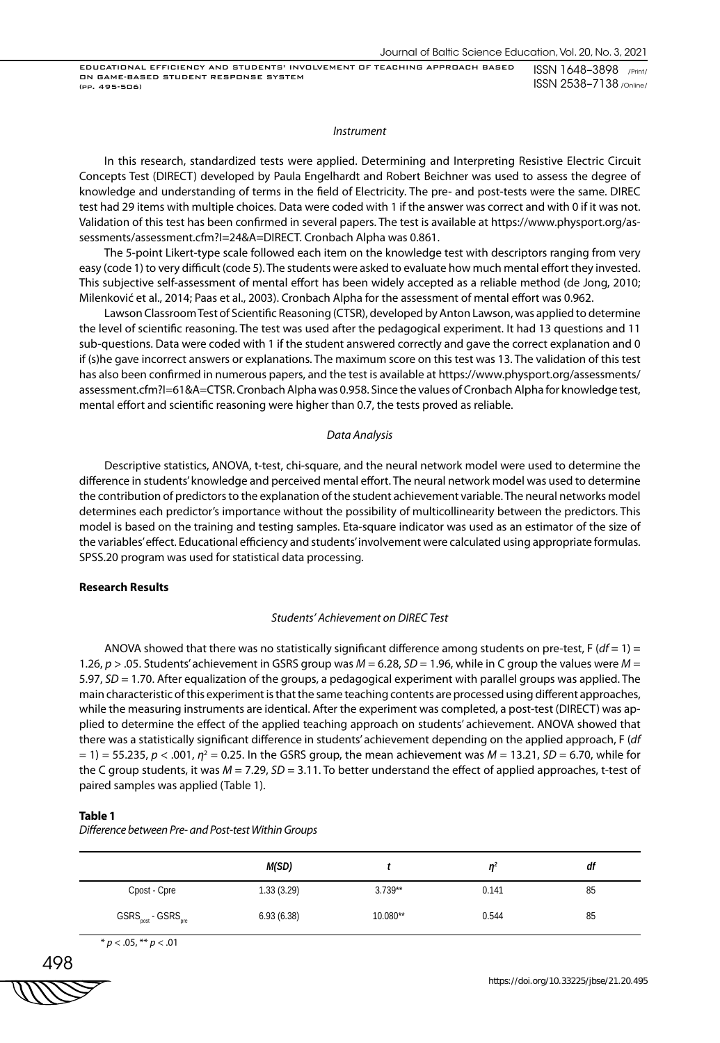*Instrument*

In this research, standardized tests were applied. Determining and Interpreting Resistive Electric Circuit Concepts Test (DIRECT) developed by Paula Engelhardt and Robert Beichner was used to assess the degree of knowledge and understanding of terms in the field of Electricity. The pre- and post-tests were the same. DIREC test had 29 items with multiple choices. Data were coded with 1 if the answer was correct and with 0 if it was not. Validation of this test has been confirmed in several papers. The test is available at https://www.physport.org/assessments/assessment.cfm?I=24&A=DIRECT. Cronbach Alpha was 0.861.

The 5-point Likert-type scale followed each item on the knowledge test with descriptors ranging from very easy (code 1) to very difficult (code 5). The students were asked to evaluate how much mental effort they invested. This subjective self-assessment of mental effort has been widely accepted as a reliable method (de Jong, 2010; Milenković et al., 2014; Paas et al., 2003). Cronbach Alpha for the assessment of mental effort was 0.962.

Lawson Classroom Test of Scientific Reasoning (CTSR), developed by Anton Lawson, was applied to determine the level of scientific reasoning. The test was used after the pedagogical experiment. It had 13 questions and 11 sub-questions. Data were coded with 1 if the student answered correctly and gave the correct explanation and 0 if (s)he gave incorrect answers or explanations. The maximum score on this test was 13. The validation of this test has also been confirmed in numerous papers, and the test is available at https://www.physport.org/assessments/assessment.cfm?I=61&A=CTSR. Cronbach Alpha was 0.958. Since the values of Cronbach Alpha for knowledge test, mental effort and scientific reasoning were higher than 0.7, the tests proved as reliable.

*Data Analysis*

Descriptive statistics, ANOVA, t-test, chi-square, and the neural network model were used to determine the difference in students' knowledge and perceived mental effort. The neural network model was used to determine the contribution of predictors to the explanation of the student achievement variable. The neural networks model determines each predictor's importance without the possibility of multicollinearity between the predictors. This model is based on the training and testing samples. Eta-square indicator was used as an estimator of the size of the variables' effect. Educational efficiency and students' involvement were calculated using appropriate formulas. SPSS.20 program was used for statistical data processing.

## Research Results

*Students' Achievement on DIREC Test*

ANOVA showed that there was no statistically significant difference among students on pre-test, F ($df$ = 1) = 1.26, $p$ > .05. Students' achievement in GSRS group was $M$ = 6.28, $SD$ = 1.96, while in C group the values were $M$ = 5.97, $SD$ = 1.70. After equalization of the groups, a pedagogical experiment with parallel groups was applied. The main characteristic of this experiment is that the same teaching contents are processed using different approaches, while the measuring instruments are identical. After the experiment was completed, a post-test (DIRECT) was applied to determine the effect of the applied teaching approach on students' achievement. ANOVA showed that there was a statistically significant difference in students' achievement depending on the applied approach, F ($df$ = 1) = 55.235, $p$ < .001, $\eta^2$ = 0.25. In the GSRS group, the mean achievement was $M$ = 13.21, $SD$ = 6.70, while for the C group students, it was $M$ = 7.29, $SD$ = 3.11. To better understand the effect of applied approaches, t-test of paired samples was applied (Table 1).

**Table 1**

*Difference between Pre- and Post-test Within Groups*

| | $M(SD)$ | $t$ | $\eta^2$ | $df$ |
|---|---|---|---|---|
| Cpost - Cpre | 1.33 (3.29) | 3.739** | 0.141 | 85 |
| $GSRS_{post}$ - $GSRS_{pre}$ | 6.93 (6.38) | 10.080** | 0.544 | 85 |

* $p$ < .05, ** $p$ < .01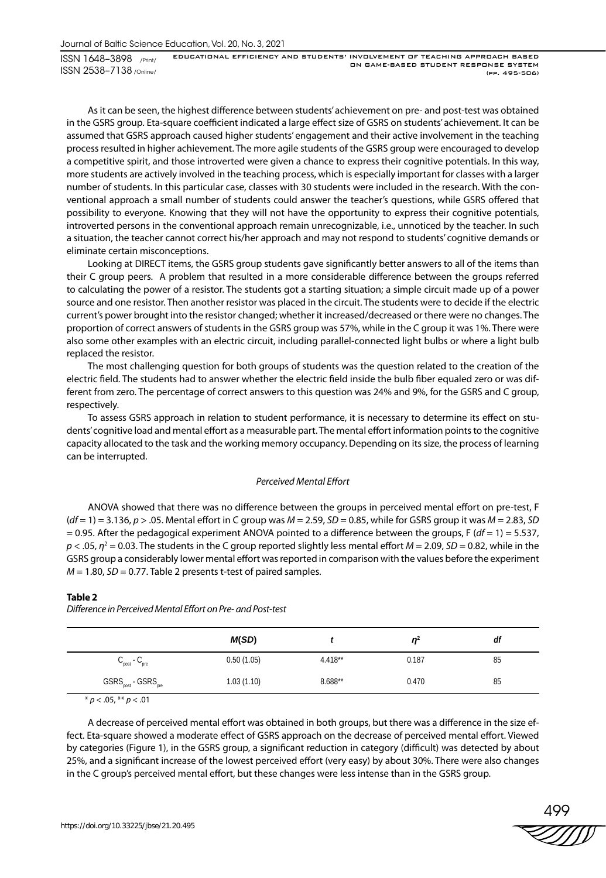As it can be seen, the highest difference between students' achievement on pre- and post-test was obtained in the GSRS group. Eta-square coefficient indicated a large effect size of GSRS on students' achievement. It can be assumed that GSRS approach caused higher students' engagement and their active involvement in the teaching process resulted in higher achievement. The more agile students of the GSRS group were encouraged to develop a competitive spirit, and those introverted were given a chance to express their cognitive potentials. In this way, more students are actively involved in the teaching process, which is especially important for classes with a larger number of students. In this particular case, classes with 30 students were included in the research. With the conventional approach a small number of students could answer the teacher's questions, while GSRS offered that possibility to everyone. Knowing that they will not have the opportunity to express their cognitive potentials, introverted persons in the conventional approach remain unrecognizable, i.e., unnoticed by the teacher. In such a situation, the teacher cannot correct his/her approach and may not respond to students' cognitive demands or eliminate certain misconceptions.

Looking at DIRECT items, the GSRS group students gave significantly better answers to all of the items than their C group peers. A problem that resulted in a more considerable difference between the groups referred to calculating the power of a resistor. The students got a starting situation; a simple circuit made up of a power source and one resistor. Then another resistor was placed in the circuit. The students were to decide if the electric current's power brought into the resistor changed; whether it increased/decreased or there were no changes. The proportion of correct answers of students in the GSRS group was 57%, while in the C group it was 1%. There were also some other examples with an electric circuit, including parallel-connected light bulbs or where a light bulb replaced the resistor.

The most challenging question for both groups of students was the question related to the creation of the electric field. The students had to answer whether the electric field inside the bulb fiber equaled zero or was different from zero. The percentage of correct answers to this question was 24% and 9%, for the GSRS and C group, respectively.

To assess GSRS approach in relation to student performance, it is necessary to determine its effect on students' cognitive load and mental effort as a measurable part. The mental effort information points to the cognitive capacity allocated to the task and the working memory occupancy. Depending on its size, the process of learning can be interrupted.

*Perceived Mental Effort*

ANOVA showed that there was no difference between the groups in perceived mental effort on pre-test, F ($df = 1$) = 3.136, $p > .05$. Mental effort in C group was $M = 2.59$, $SD = 0.85$, while for GSRS group it was $M = 2.83$, $SD = 0.95$. After the pedagogical experiment ANOVA pointed to a difference between the groups, F ($df = 1$) = 5.537, $p < .05$, $\eta^2 = 0.03$. The students in the C group reported slightly less mental effort $M = 2.09$, $SD = 0.82$, while in the GSRS group a considerably lower mental effort was reported in comparison with the values before the experiment $M = 1.80$, $SD = 0.77$. Table 2 presents t-test of paired samples.

**Table 2**

*Difference in Perceived Mental Effort on Pre- and Post-test*

| | *M*(*SD*) | *t* | $\eta^2$ | *df* |
|---|---|---|---|---|
| $C_{post} - C_{pre}$ | 0.50 (1.05) | 4.418** | 0.187 | 85 |
| $GSRS_{post} - GSRS_{pre}$ | 1.03 (1.10) | 8.688** | 0.470 | 85 |

\* $p < .05$, ** $p < .01$

A decrease of perceived mental effort was obtained in both groups, but there was a difference in the size effect. Eta-square showed a moderate effect of GSRS approach on the decrease of perceived mental effort. Viewed by categories (Figure 1), in the GSRS group, a significant reduction in category (difficult) was detected by about 25%, and a significant increase of the lowest perceived effort (very easy) by about 30%. There were also changes in the C group's perceived mental effort, but these changes were less intense than in the GSRS group.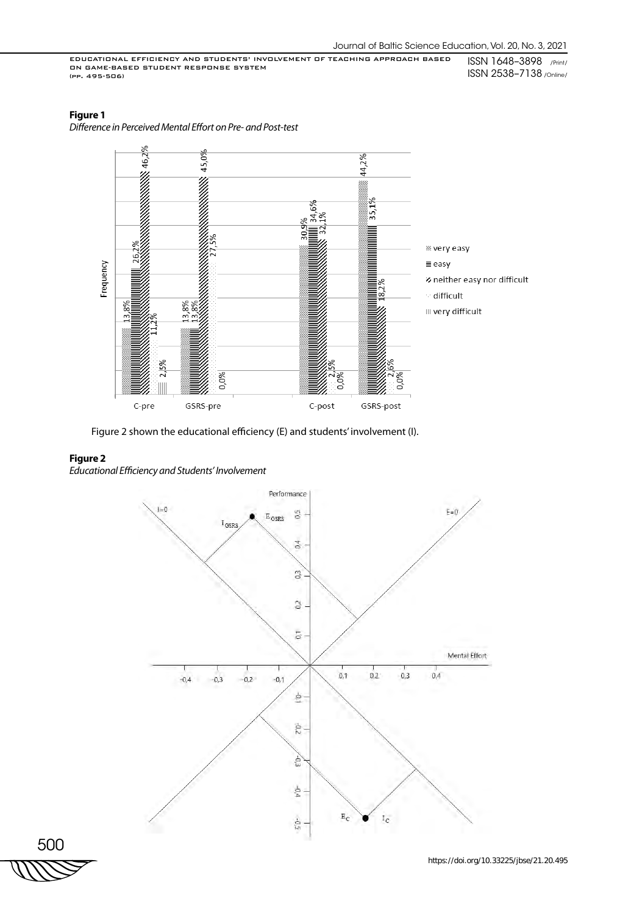**Figure 1**

*Difference in Perceived Mental Effort on Pre- and Post-test*

Figure 2 shown the educational efficiency (E) and students' involvement (I).

**Figure 2**

*Educational Efficiency and Students' Involvement*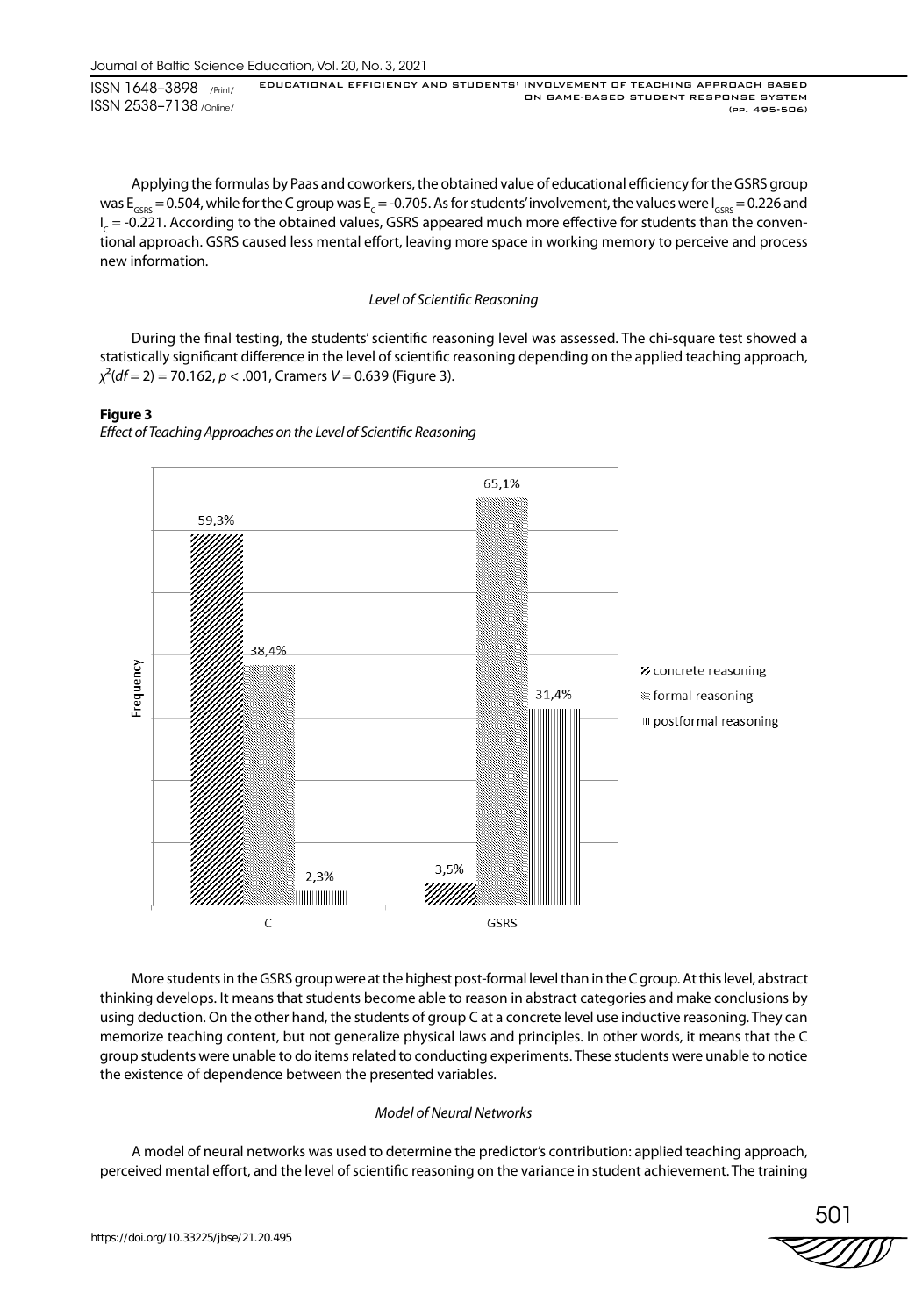Applying the formulas by Paas and coworkers, the obtained value of educational efficiency for the GSRS group was $E_{GSRS} = 0.504$, while for the C group was $E_C = -0.705$. As for students' involvement, the values were $I_{GSRS} = 0.226$ and $I_C = -0.221$. According to the obtained values, GSRS appeared much more effective for students than the conventional approach. GSRS caused less mental effort, leaving more space in working memory to perceive and process new information.

### *Level of Scientific Reasoning*

During the final testing, the students' scientific reasoning level was assessed. The chi-square test showed a statistically significant difference in the level of scientific reasoning depending on the applied teaching approach, $\chi^2(df = 2) = 70.162$, $p < .001$, Cramers $V = 0.639$ (Figure 3).

**Figure 3**

*Effect of Teaching Approaches on the Level of Scientific Reasoning*

| Group | concrete reasoning | formal reasoning | postformal reasoning |
|---|---|---|---|
| C | 59,3% | 38,4% | 2,3% |
| GSRS | 3,5% | 65,1% | 31,4% |

More students in the GSRS group were at the highest post-formal level than in the C group. At this level, abstract thinking develops. It means that students become able to reason in abstract categories and make conclusions by using deduction. On the other hand, the students of group C at a concrete level use inductive reasoning. They can memorize teaching content, but not generalize physical laws and principles. In other words, it means that the C group students were unable to do items related to conducting experiments. These students were unable to notice the existence of dependence between the presented variables.

### *Model of Neural Networks*

A model of neural networks was used to determine the predictor's contribution: applied teaching approach, perceived mental effort, and the level of scientific reasoning on the variance in student achievement. The training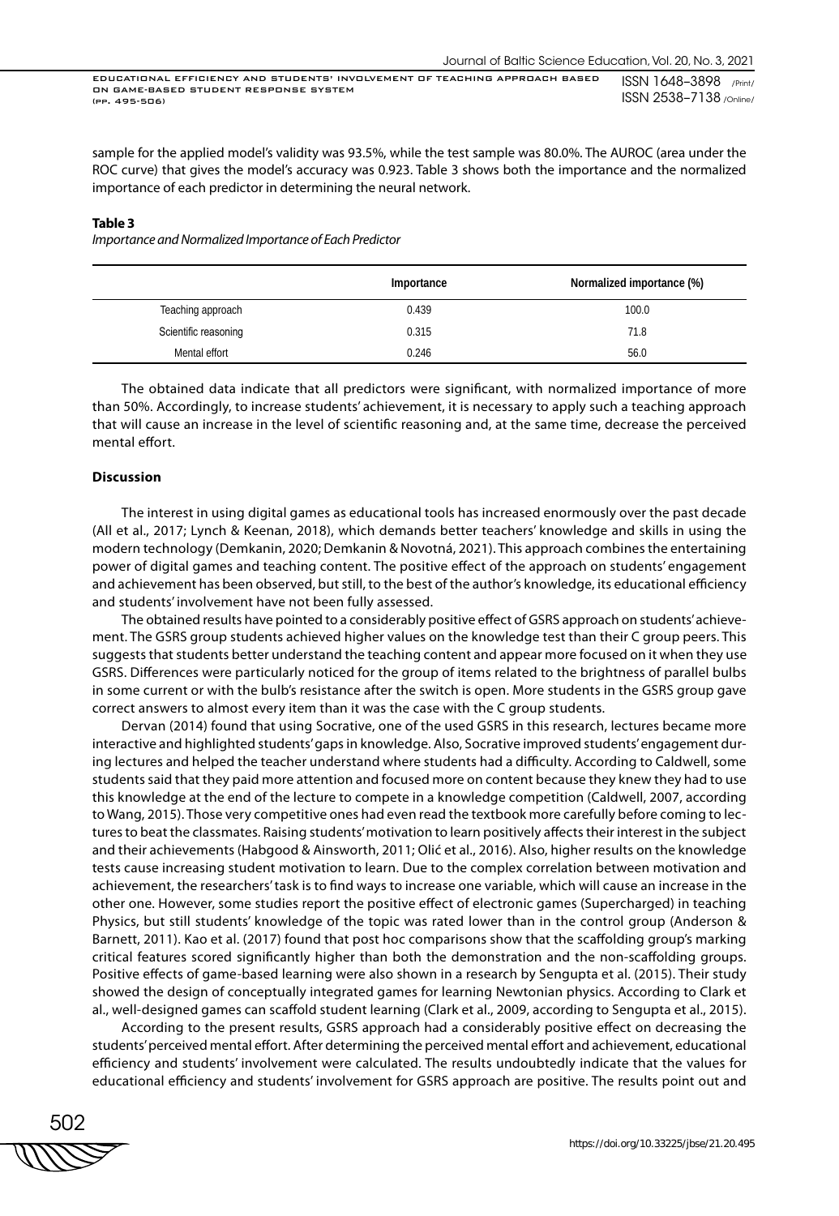sample for the applied model's validity was 93.5%, while the test sample was 80.0%. The AUROC (area under the ROC curve) that gives the model's accuracy was 0.923. Table 3 shows both the importance and the normalized importance of each predictor in determining the neural network.

**Table 3**

*Importance and Normalized Importance of Each Predictor*

| | Importance | Normalized importance (%) |
|---|---|---|
| Teaching approach | 0.439 | 100.0 |
| Scientific reasoning | 0.315 | 71.8 |
| Mental effort | 0.246 | 56.0 |

The obtained data indicate that all predictors were significant, with normalized importance of more than 50%. Accordingly, to increase students' achievement, it is necessary to apply such a teaching approach that will cause an increase in the level of scientific reasoning and, at the same time, decrease the perceived mental effort.

## Discussion

The interest in using digital games as educational tools has increased enormously over the past decade (All et al., 2017; Lynch & Keenan, 2018), which demands better teachers' knowledge and skills in using the modern technology (Demkanin, 2020; Demkanin & Novotná, 2021). This approach combines the entertaining power of digital games and teaching content. The positive effect of the approach on students' engagement and achievement has been observed, but still, to the best of the author's knowledge, its educational efficiency and students' involvement have not been fully assessed.

The obtained results have pointed to a considerably positive effect of GSRS approach on students' achievement. The GSRS group students achieved higher values on the knowledge test than their C group peers. This suggests that students better understand the teaching content and appear more focused on it when they use GSRS. Differences were particularly noticed for the group of items related to the brightness of parallel bulbs in some current or with the bulb's resistance after the switch is open. More students in the GSRS group gave correct answers to almost every item than it was the case with the C group students.

Dervan (2014) found that using Socrative, one of the used GSRS in this research, lectures became more interactive and highlighted students' gaps in knowledge. Also, Socrative improved students' engagement during lectures and helped the teacher understand where students had a difficulty. According to Caldwell, some students said that they paid more attention and focused more on content because they knew they had to use this knowledge at the end of the lecture to compete in a knowledge competition (Caldwell, 2007, according to Wang, 2015). Those very competitive ones had even read the textbook more carefully before coming to lectures to beat the classmates. Raising students' motivation to learn positively affects their interest in the subject and their achievements (Habgood & Ainsworth, 2011; Olić et al., 2016). Also, higher results on the knowledge tests cause increasing student motivation to learn. Due to the complex correlation between motivation and achievement, the researchers' task is to find ways to increase one variable, which will cause an increase in the other one. However, some studies report the positive effect of electronic games (Supercharged) in teaching Physics, but still students' knowledge of the topic was rated lower than in the control group (Anderson & Barnett, 2011). Kao et al. (2017) found that post hoc comparisons show that the scaffolding group's marking critical features scored significantly higher than both the demonstration and the non-scaffolding groups. Positive effects of game-based learning were also shown in a research by Sengupta et al. (2015). Their study showed the design of conceptually integrated games for learning Newtonian physics. According to Clark et al., well-designed games can scaffold student learning (Clark et al., 2009, according to Sengupta et al., 2015).

According to the present results, GSRS approach had a considerably positive effect on decreasing the students' perceived mental effort. After determining the perceived mental effort and achievement, educational efficiency and students' involvement were calculated. The results undoubtedly indicate that the values for educational efficiency and students' involvement for GSRS approach are positive. The results point out and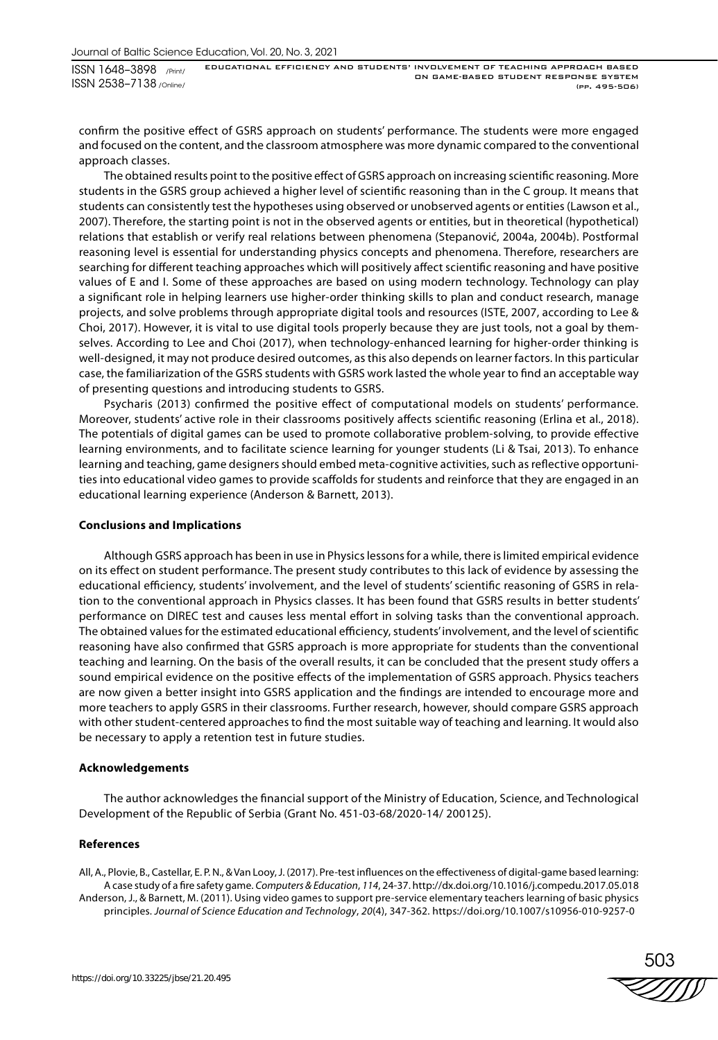confirm the positive effect of GSRS approach on students' performance. The students were more engaged and focused on the content, and the classroom atmosphere was more dynamic compared to the conventional approach classes.

The obtained results point to the positive effect of GSRS approach on increasing scientific reasoning. More students in the GSRS group achieved a higher level of scientific reasoning than in the C group. It means that students can consistently test the hypotheses using observed or unobserved agents or entities (Lawson et al., 2007). Therefore, the starting point is not in the observed agents or entities, but in theoretical (hypothetical) relations that establish or verify real relations between phenomena (Stepanović, 2004a, 2004b). Postformal reasoning level is essential for understanding physics concepts and phenomena. Therefore, researchers are searching for different teaching approaches which will positively affect scientific reasoning and have positive values of E and I. Some of these approaches are based on using modern technology. Technology can play a significant role in helping learners use higher-order thinking skills to plan and conduct research, manage projects, and solve problems through appropriate digital tools and resources (ISTE, 2007, according to Lee & Choi, 2017). However, it is vital to use digital tools properly because they are just tools, not a goal by themselves. According to Lee and Choi (2017), when technology-enhanced learning for higher-order thinking is well-designed, it may not produce desired outcomes, as this also depends on learner factors. In this particular case, the familiarization of the GSRS students with GSRS work lasted the whole year to find an acceptable way of presenting questions and introducing students to GSRS.

Psycharis (2013) confirmed the positive effect of computational models on students' performance. Moreover, students' active role in their classrooms positively affects scientific reasoning (Erlina et al., 2018). The potentials of digital games can be used to promote collaborative problem-solving, to provide effective learning environments, and to facilitate science learning for younger students (Li & Tsai, 2013). To enhance learning and teaching, game designers should embed meta-cognitive activities, such as reflective opportunities into educational video games to provide scaffolds for students and reinforce that they are engaged in an educational learning experience (Anderson & Barnett, 2013).

## Conclusions and Implications

Although GSRS approach has been in use in Physics lessons for a while, there is limited empirical evidence on its effect on student performance. The present study contributes to this lack of evidence by assessing the educational efficiency, students' involvement, and the level of students' scientific reasoning of GSRS in relation to the conventional approach in Physics classes. It has been found that GSRS results in better students' performance on DIREC test and causes less mental effort in solving tasks than the conventional approach. The obtained values for the estimated educational efficiency, students' involvement, and the level of scientific reasoning have also confirmed that GSRS approach is more appropriate for students than the conventional teaching and learning. On the basis of the overall results, it can be concluded that the present study offers a sound empirical evidence on the positive effects of the implementation of GSRS approach. Physics teachers are now given a better insight into GSRS application and the findings are intended to encourage more and more teachers to apply GSRS in their classrooms. Further research, however, should compare GSRS approach with other student-centered approaches to find the most suitable way of teaching and learning. It would also be necessary to apply a retention test in future studies.

## Acknowledgements

The author acknowledges the financial support of the Ministry of Education, Science, and Technological Development of the Republic of Serbia (Grant No. 451-03-68/2020-14/ 200125).

## References

All, A., Plovie, B., Castellar, E. P. N., & Van Looy, J. (2017). Pre-test influences on the effectiveness of digital-game based learning: A case study of a fire safety game. *Computers & Education*, *114*, 24-37. http://dx.doi.org/10.1016/j.compedu.2017.05.018

Anderson, J., & Barnett, M. (2011). Using video games to support pre-service elementary teachers learning of basic physics principles. *Journal of Science Education and Technology*, *20*(4), 347-362. https://doi.org/10.1007/s10956-010-9257-0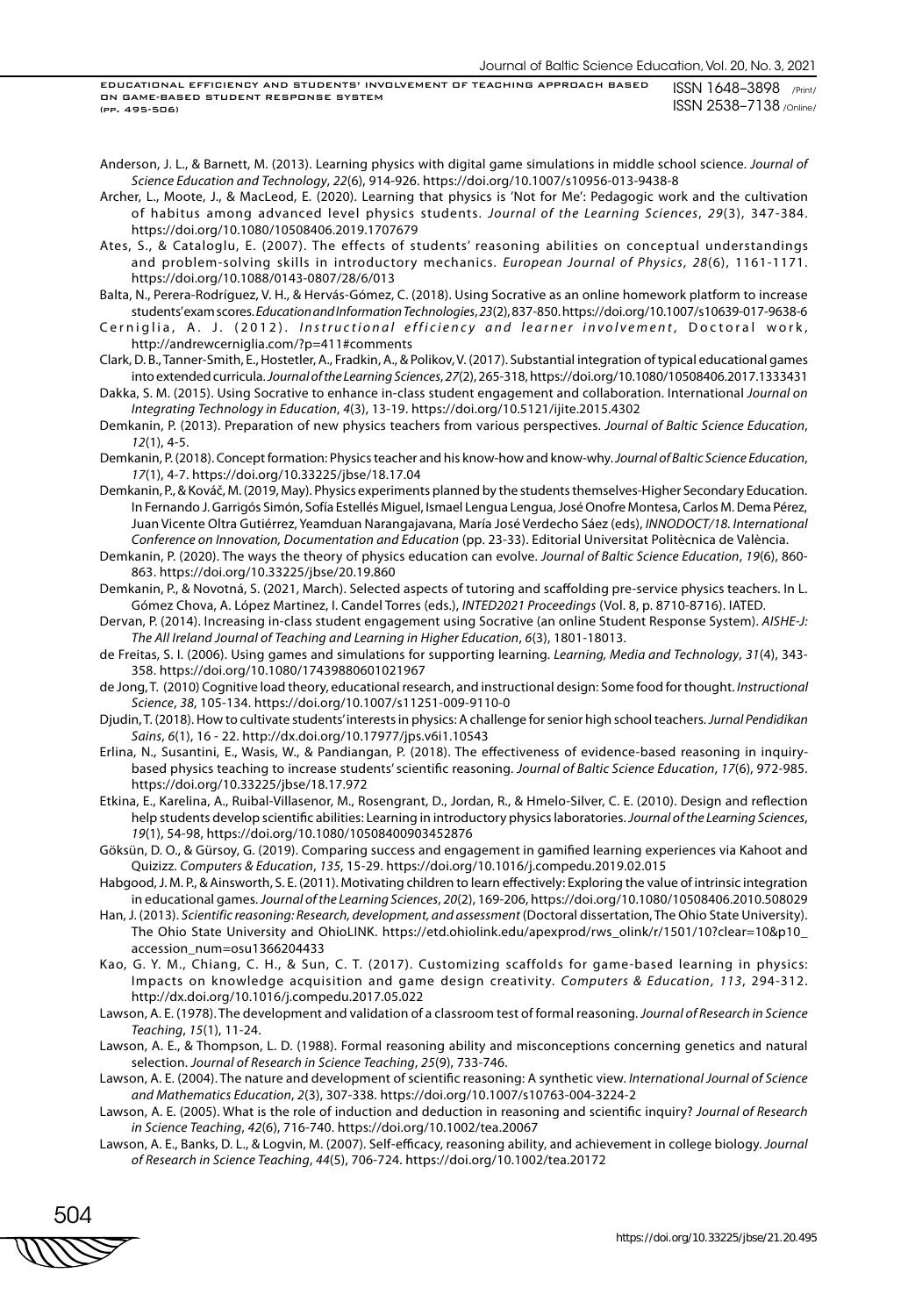Anderson, J. L., & Barnett, M. (2013). Learning physics with digital game simulations in middle school science. *Journal of Science Education and Technology*, *22*(6), 914-926. https://doi.org/10.1007/s10956-013-9438-8

Archer, L., Moote, J., & MacLeod, E. (2020). Learning that physics is 'Not for Me': Pedagogic work and the cultivation of habitus among advanced level physics students. *Journal of the Learning Sciences*, *29*(3), 347-384. https://doi.org/10.1080/10508406.2019.1707679

Ates, S., & Cataloglu, E. (2007). The effects of students' reasoning abilities on conceptual understandings and problem-solving skills in introductory mechanics. *European Journal of Physics*, *28*(6), 1161-1171. https://doi.org/10.1088/0143-0807/28/6/013

Balta, N., Perera-Rodríguez, V. H., & Hervás-Gómez, C. (2018). Using Socrative as an online homework platform to increase students' exam scores. *Education and Information Technologies*, *23*(2), 837-850. https://doi.org/10.1007/s10639-017-9638-6

Cerniglia, A. J. (2012). *Instructional efficiency and learner involvement*, Doctoral work, http://andrewcerniglia.com/?p=411#comments

Clark, D. B., Tanner-Smith, E., Hostetler, A., Fradkin, A., & Polikov, V. (2017). Substantial integration of typical educational games into extended curricula. *Journal of the Learning Sciences*, *27*(2), 265-318, https://doi.org/10.1080/10508406.2017.1333431

Dakka, S. M. (2015). Using Socrative to enhance in-class student engagement and collaboration. International *Journal on Integrating Technology in Education*, *4*(3), 13-19. https://doi.org/10.5121/ijite.2015.4302

Demkanin, P. (2013). Preparation of new physics teachers from various perspectives. *Journal of Baltic Science Education*, *12*(1), 4-5.

Demkanin, P. (2018). Concept formation: Physics teacher and his know-how and know-why. *Journal of Baltic Science Education*, *17*(1), 4-7. https://doi.org/10.33225/jbse/18.17.04

Demkanin, P., & Kováč, M. (2019, May). Physics experiments planned by the students themselves-Higher Secondary Education. In Fernando J. Garrigós Simón, Sofía Estellés Miguel, Ismael Lengua Lengua, José Onofre Montesa, Carlos M. Dema Pérez, Juan Vicente Oltra Gutiérrez, Yeamduan Narangajavana, María José Verdecho Sáez (eds), *INNODOCT/18. International Conference on Innovation, Documentation and Education* (pp. 23-33). Editorial Universitat Politècnica de València.

Demkanin, P. (2020). The ways the theory of physics education can evolve. *Journal of Baltic Science Education*, *19*(6), 860-863. https://doi.org/10.33225/jbse/20.19.860

Demkanin, P., & Novotná, S. (2021, March). Selected aspects of tutoring and scaffolding pre-service physics teachers. In L. Gómez Chova, A. López Martinez, I. Candel Torres (eds.), *INTED2021 Proceedings* (Vol. 8, p. 8710-8716). IATED.

Dervan, P. (2014). Increasing in-class student engagement using Socrative (an online Student Response System). *AISHE-J: The All Ireland Journal of Teaching and Learning in Higher Education*, *6*(3), 1801-18013.

de Freitas, S. I. (2006). Using games and simulations for supporting learning. *Learning, Media and Technology*, *31*(4), 343-358. https://doi.org/10.1080/17439880601021967

de Jong, T. (2010) Cognitive load theory, educational research, and instructional design: Some food for thought. *Instructional Science*, *38*, 105-134. https://doi.org/10.1007/s11251-009-9110-0

Djudin, T. (2018). How to cultivate students' interests in physics: A challenge for senior high school teachers. *Jurnal Pendidikan Sains*, *6*(1), 16 - 22. http://dx.doi.org/10.17977/jps.v6i1.10543

Erlina, N., Susantini, E., Wasis, W., & Pandiangan, P. (2018). The effectiveness of evidence-based reasoning in inquiry-based physics teaching to increase students' scientific reasoning. *Journal of Baltic Science Education*, *17*(6), 972-985. https://doi.org/10.33225/jbse/18.17.972

Etkina, E., Karelina, A., Ruibal-Villasenor, M., Rosengrant, D., Jordan, R., & Hmelo-Silver, C. E. (2010). Design and reflection help students develop scientific abilities: Learning in introductory physics laboratories. *Journal of the Learning Sciences*, *19*(1), 54-98, https://doi.org/10.1080/10508400903452876

Göksün, D. O., & Gürsoy, G. (2019). Comparing success and engagement in gamified learning experiences via Kahoot and Quizizz. *Computers & Education*, *135*, 15-29. https://doi.org/10.1016/j.compedu.2019.02.015

Habgood, J. M. P., & Ainsworth, S. E. (2011). Motivating children to learn effectively: Exploring the value of intrinsic integration in educational games. *Journal of the Learning Sciences*, *20*(2), 169-206, https://doi.org/10.1080/10508406.2010.508029

Han, J. (2013). *Scientific reasoning: Research, development, and assessment* (Doctoral dissertation, The Ohio State University). The Ohio State University and OhioLINK. https://etd.ohiolink.edu/apexprod/rws_olink/r/1501/10?clear=10&p10_accession_num=osu1366204433

Kao, G. Y. M., Chiang, C. H., & Sun, C. T. (2017). Customizing scaffolds for game-based learning in physics: Impacts on knowledge acquisition and game design creativity. *Computers & Education*, *113*, 294-312. http://dx.doi.org/10.1016/j.compedu.2017.05.022

Lawson, A. E. (1978). The development and validation of a classroom test of formal reasoning. *Journal of Research in Science Teaching*, *15*(1), 11-24.

Lawson, A. E., & Thompson, L. D. (1988). Formal reasoning ability and misconceptions concerning genetics and natural selection. *Journal of Research in Science Teaching*, *25*(9), 733-746.

Lawson, A. E. (2004). The nature and development of scientific reasoning: A synthetic view. *International Journal of Science and Mathematics Education*, *2*(3), 307-338. https://doi.org/10.1007/s10763-004-3224-2

Lawson, A. E. (2005). What is the role of induction and deduction in reasoning and scientific inquiry? *Journal of Research in Science Teaching*, *42*(6), 716-740. https://doi.org/10.1002/tea.20067

Lawson, A. E., Banks, D. L., & Logvin, M. (2007). Self-efficacy, reasoning ability, and achievement in college biology. *Journal of Research in Science Teaching*, *44*(5), 706-724. https://doi.org/10.1002/tea.20172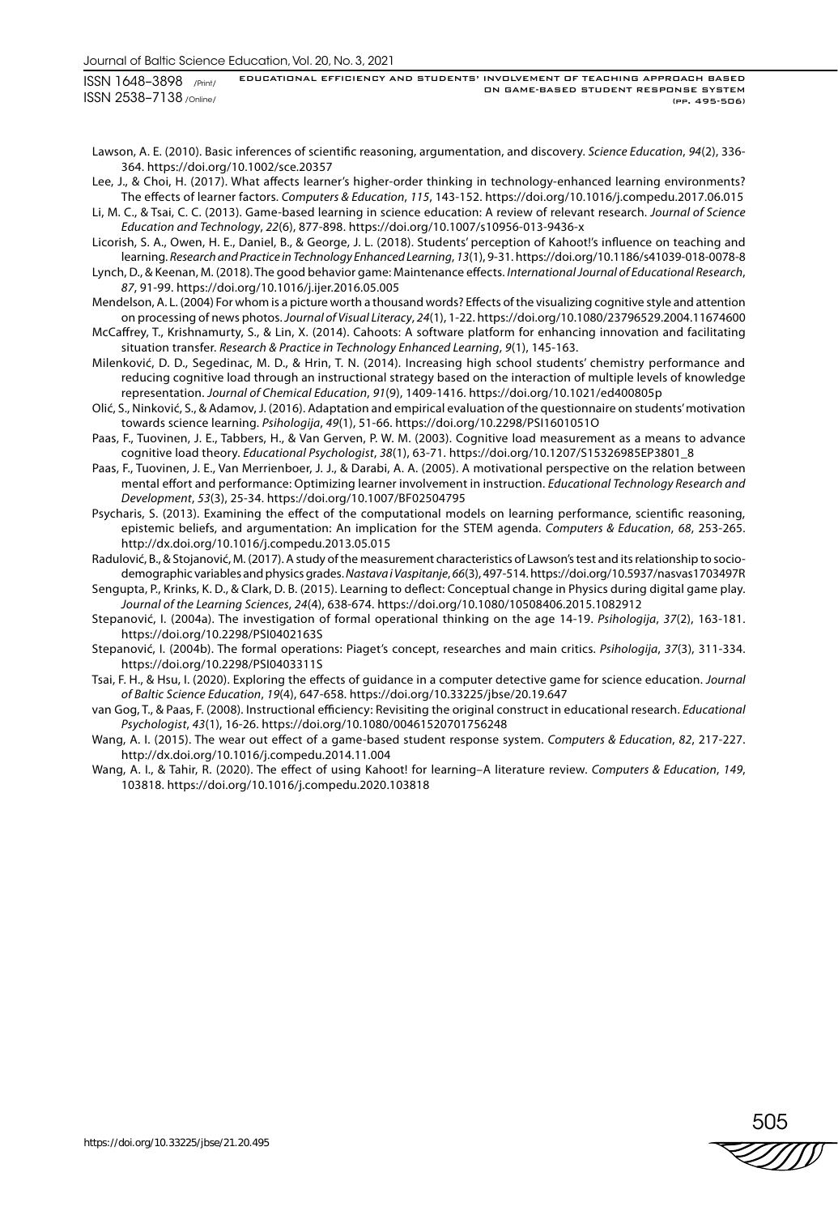Lawson, A. E. (2010). Basic inferences of scientific reasoning, argumentation, and discovery. *Science Education*, *94*(2), 336-364. https://doi.org/10.1002/sce.20357

Lee, J., & Choi, H. (2017). What affects learner's higher-order thinking in technology-enhanced learning environments? The effects of learner factors. *Computers & Education*, *115*, 143-152. https://doi.org/10.1016/j.compedu.2017.06.015

Li, M. C., & Tsai, C. C. (2013). Game-based learning in science education: A review of relevant research. *Journal of Science Education and Technology*, *22*(6), 877-898. https://doi.org/10.1007/s10956-013-9436-x

Licorish, S. A., Owen, H. E., Daniel, B., & George, J. L. (2018). Students' perception of Kahoot!'s influence on teaching and learning. *Research and Practice in Technology Enhanced Learning*, *13*(1), 9-31. https://doi.org/10.1186/s41039-018-0078-8

Lynch, D., & Keenan, M. (2018). The good behavior game: Maintenance effects. *International Journal of Educational Research*, *87*, 91-99. https://doi.org/10.1016/j.ijer.2016.05.005

Mendelson, A. L. (2004) For whom is a picture worth a thousand words? Effects of the visualizing cognitive style and attention on processing of news photos. *Journal of Visual Literacy*, *24*(1), 1-22. https://doi.org/10.1080/23796529.2004.11674600

McCaffrey, T., Krishnamurty, S., & Lin, X. (2014). Cahoots: A software platform for enhancing innovation and facilitating situation transfer. *Research & Practice in Technology Enhanced Learning*, *9*(1), 145-163.

Milenković, D. D., Segedinac, M. D., & Hrin, T. N. (2014). Increasing high school students' chemistry performance and reducing cognitive load through an instructional strategy based on the interaction of multiple levels of knowledge representation. *Journal of Chemical Education*, *91*(9), 1409-1416. https://doi.org/10.1021/ed400805p

Olić, S., Ninković, S., & Adamov, J. (2016). Adaptation and empirical evaluation of the questionnaire on students' motivation towards science learning. *Psihologija*, *49*(1), 51-66. https://doi.org/10.2298/PSI1601051O

Paas, F., Tuovinen, J. E., Tabbers, H., & Van Gerven, P. W. M. (2003). Cognitive load measurement as a means to advance cognitive load theory. *Educational Psychologist*, *38*(1), 63-71. https://doi.org/10.1207/S15326985EP3801_8

Paas, F., Tuovinen, J. E., Van Merrienboer, J. J., & Darabi, A. A. (2005). A motivational perspective on the relation between mental effort and performance: Optimizing learner involvement in instruction. *Educational Technology Research and Development*, *53*(3), 25-34. https://doi.org/10.1007/BF02504795

Psycharis, S. (2013). Examining the effect of the computational models on learning performance, scientific reasoning, epistemic beliefs, and argumentation: An implication for the STEM agenda. *Computers & Education*, *68*, 253-265. http://dx.doi.org/10.1016/j.compedu.2013.05.015

Radulović, B., & Stojanović, M. (2017). A study of the measurement characteristics of Lawson's test and its relationship to socio-demographic variables and physics grades. *Nastava i Vaspitanje*, *66*(3), 497-514. https://doi.org/10.5937/nasvas1703497R

Sengupta, P., Krinks, K. D., & Clark, D. B. (2015). Learning to deflect: Conceptual change in Physics during digital game play. *Journal of the Learning Sciences*, *24*(4), 638-674. https://doi.org/10.1080/10508406.2015.1082912

Stepanović, I. (2004a). The investigation of formal operational thinking on the age 14-19. *Psihologija*, *37*(2), 163-181. https://doi.org/10.2298/PSI0402163S

Stepanović, I. (2004b). The formal operations: Piaget's concept, researches and main critics. *Psihologija*, *37*(3), 311-334. https://doi.org/10.2298/PSI0403311S

Tsai, F. H., & Hsu, I. (2020). Exploring the effects of guidance in a computer detective game for science education. *Journal of Baltic Science Education*, *19*(4), 647-658. https://doi.org/10.33225/jbse/20.19.647

van Gog, T., & Paas, F. (2008). Instructional efficiency: Revisiting the original construct in educational research. *Educational Psychologist*, *43*(1), 16-26. https://doi.org/10.1080/00461520701756248

Wang, A. I. (2015). The wear out effect of a game-based student response system. *Computers & Education*, *82*, 217-227. http://dx.doi.org/10.1016/j.compedu.2014.11.004

Wang, A. I., & Tahir, R. (2020). The effect of using Kahoot! for learning–A literature review. *Computers & Education*, *149*, 103818. https://doi.org/10.1016/j.compedu.2020.103818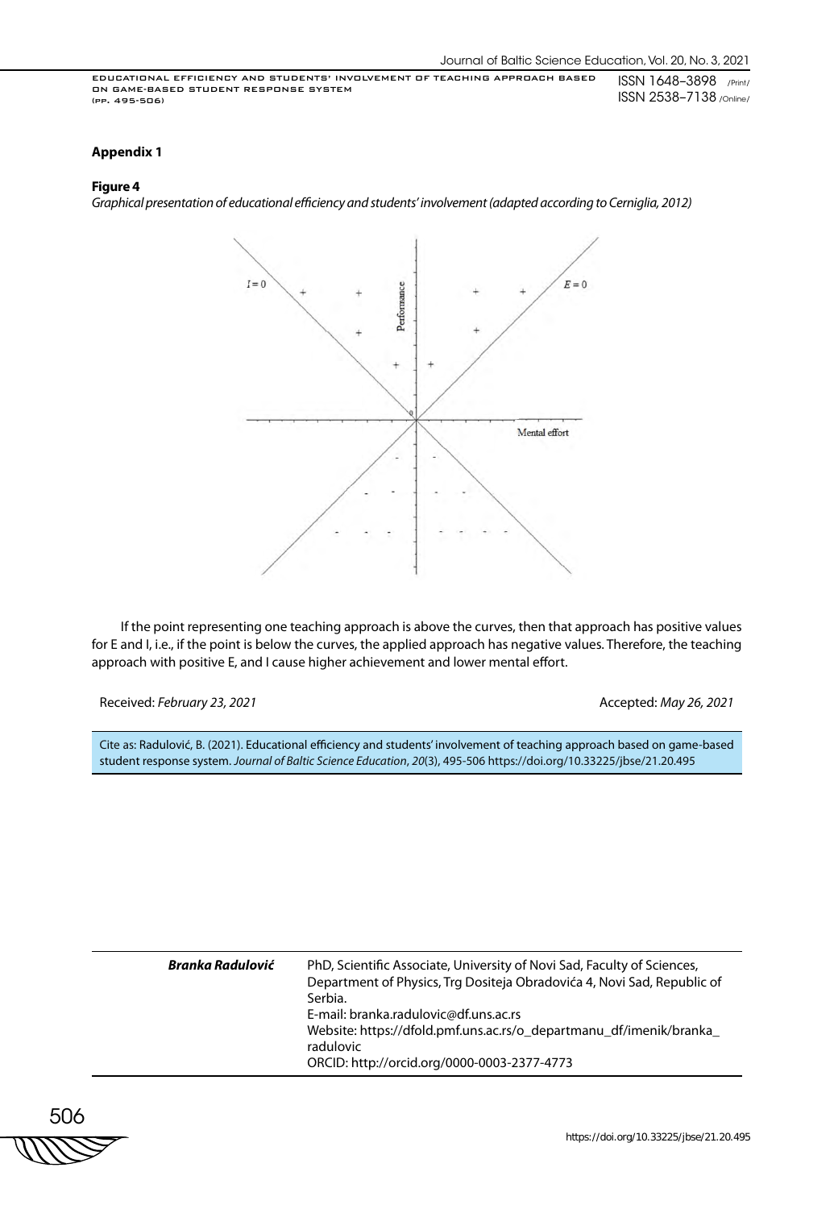**Appendix 1**

**Figure 4**

*Graphical presentation of educational efficiency and students' involvement (adapted according to Cerniglia, 2012)*

$I = 0$

$E = 0$

Performance

Mental effort

0

If the point representing one teaching approach is above the curves, then that approach has positive values for E and I, i.e., if the point is below the curves, the applied approach has negative values. Therefore, the teaching approach with positive E, and I cause higher achievement and lower mental effort.

Received: *February 23, 2021* Accepted: *May 26, 2021*

Cite as: Radulović, B. (2021). Educational efficiency and students' involvement of teaching approach based on game-based student response system. *Journal of Baltic Science Education*, *20*(3), 495-506 https://doi.org/10.33225/jbse/21.20.495

| | |
|---|---|
| ***Branka Radulović*** | PhD, Scientific Associate, University of Novi Sad, Faculty of Sciences, Department of Physics, Trg Dositeja Obradovića 4, Novi Sad, Republic of Serbia. E-mail: branka.radulovic@df.uns.ac.rs Website: https://dfold.pmf.uns.ac.rs/o_departmanu_df/imenik/branka_radulovic ORCID: http://orcid.org/0000-0003-2377-4773 |